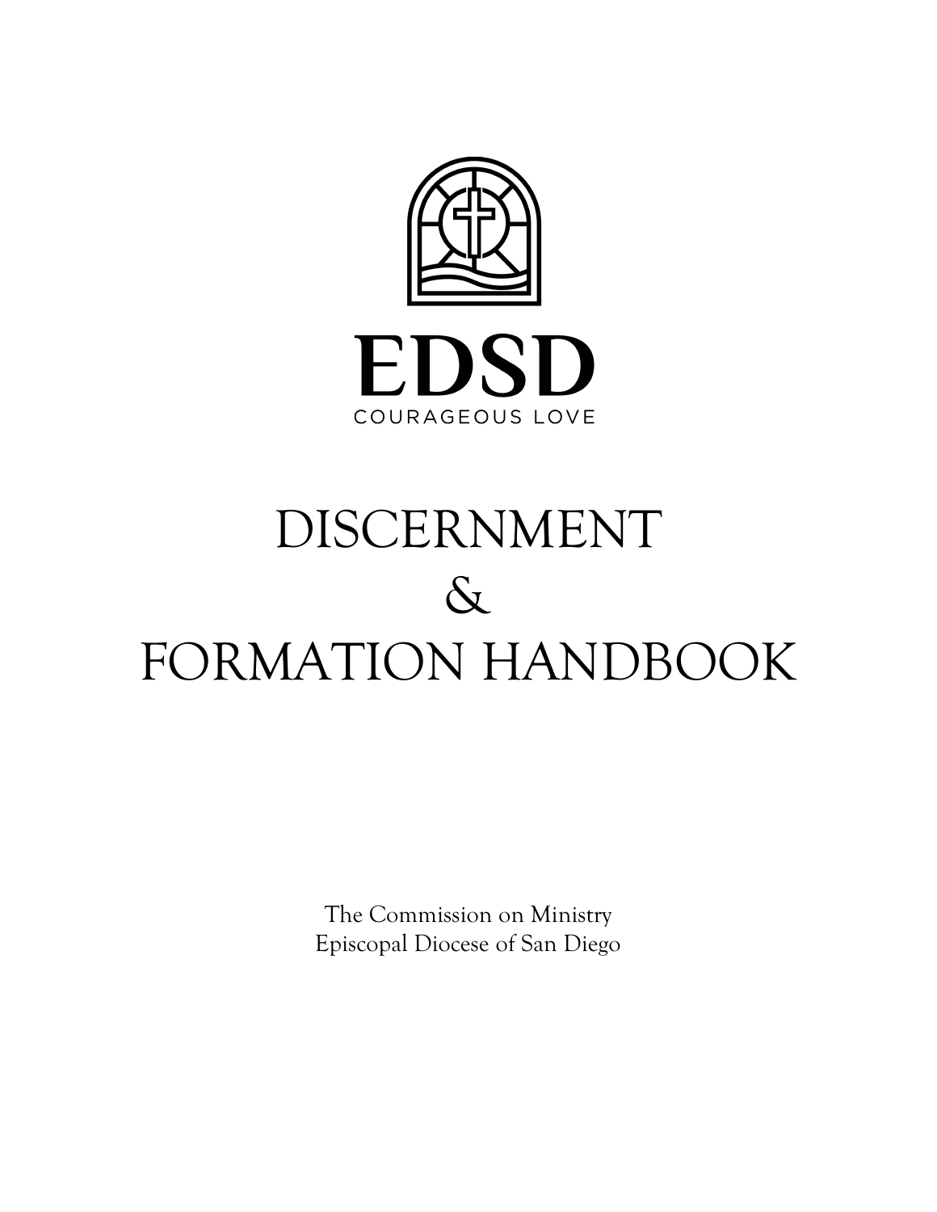EDSD

COURAGEOUS LOVE

# DISCERNMENT & FORMATION HANDBOOK

The Commission on Ministry
Episcopal Diocese of San Diego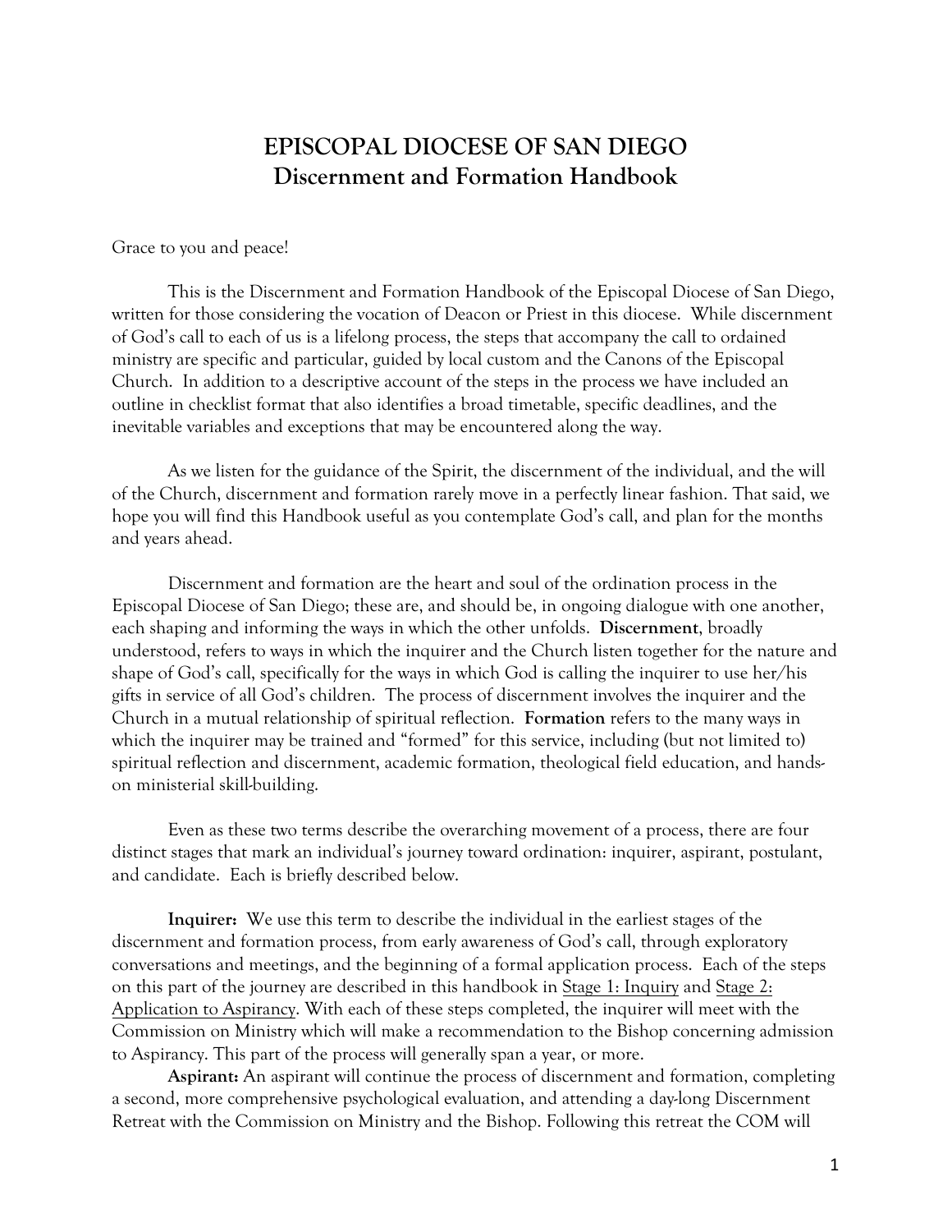# EPISCOPAL DIOCESE OF SAN DIEGO
## Discernment and Formation Handbook

Grace to you and peace!

This is the Discernment and Formation Handbook of the Episcopal Diocese of San Diego, written for those considering the vocation of Deacon or Priest in this diocese. While discernment of God's call to each of us is a lifelong process, the steps that accompany the call to ordained ministry are specific and particular, guided by local custom and the Canons of the Episcopal Church. In addition to a descriptive account of the steps in the process we have included an outline in checklist format that also identifies a broad timetable, specific deadlines, and the inevitable variables and exceptions that may be encountered along the way.

As we listen for the guidance of the Spirit, the discernment of the individual, and the will of the Church, discernment and formation rarely move in a perfectly linear fashion. That said, we hope you will find this Handbook useful as you contemplate God's call, and plan for the months and years ahead.

Discernment and formation are the heart and soul of the ordination process in the Episcopal Diocese of San Diego; these are, and should be, in ongoing dialogue with one another, each shaping and informing the ways in which the other unfolds. **Discernment**, broadly understood, refers to ways in which the inquirer and the Church listen together for the nature and shape of God's call, specifically for the ways in which God is calling the inquirer to use her/his gifts in service of all God's children. The process of discernment involves the inquirer and the Church in a mutual relationship of spiritual reflection. **Formation** refers to the many ways in which the inquirer may be trained and "formed" for this service, including (but not limited to) spiritual reflection and discernment, academic formation, theological field education, and hands-on ministerial skill-building.

Even as these two terms describe the overarching movement of a process, there are four distinct stages that mark an individual's journey toward ordination: inquirer, aspirant, postulant, and candidate. Each is briefly described below.

**Inquirer:** We use this term to describe the individual in the earliest stages of the discernment and formation process, from early awareness of God's call, through exploratory conversations and meetings, and the beginning of a formal application process. Each of the steps on this part of the journey are described in this handbook in Stage 1: Inquiry and Stage 2: Application to Aspirancy. With each of these steps completed, the inquirer will meet with the Commission on Ministry which will make a recommendation to the Bishop concerning admission to Aspirancy. This part of the process will generally span a year, or more.

**Aspirant:** An aspirant will continue the process of discernment and formation, completing a second, more comprehensive psychological evaluation, and attending a day-long Discernment Retreat with the Commission on Ministry and the Bishop. Following this retreat the COM will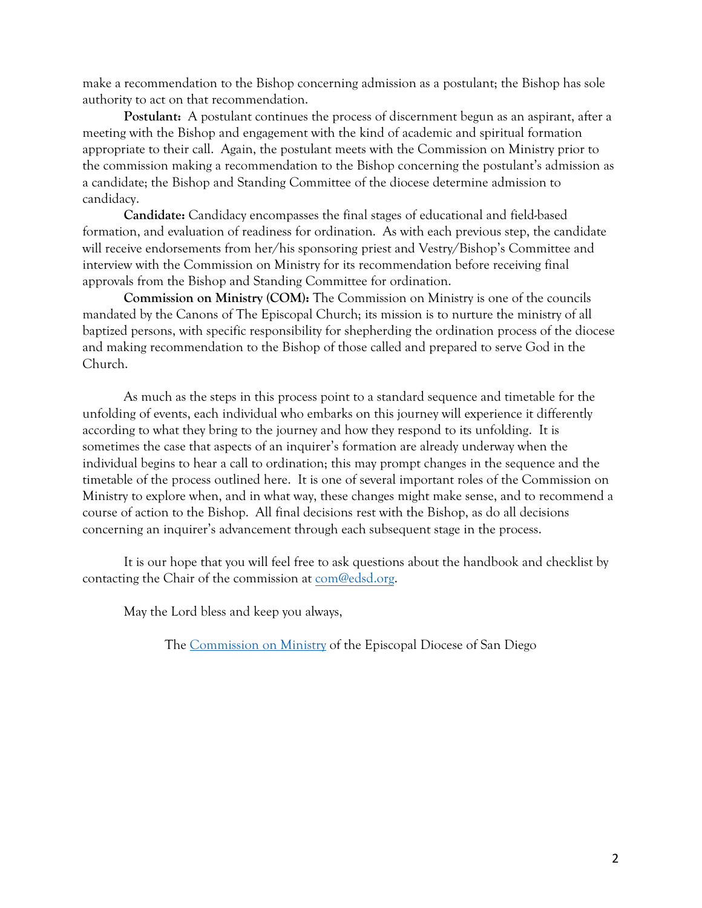make a recommendation to the Bishop concerning admission as a postulant; the Bishop has sole authority to act on that recommendation.

**Postulant:** A postulant continues the process of discernment begun as an aspirant, after a meeting with the Bishop and engagement with the kind of academic and spiritual formation appropriate to their call. Again, the postulant meets with the Commission on Ministry prior to the commission making a recommendation to the Bishop concerning the postulant's admission as a candidate; the Bishop and Standing Committee of the diocese determine admission to candidacy.

**Candidate:** Candidacy encompasses the final stages of educational and field-based formation, and evaluation of readiness for ordination. As with each previous step, the candidate will receive endorsements from her/his sponsoring priest and Vestry/Bishop's Committee and interview with the Commission on Ministry for its recommendation before receiving final approvals from the Bishop and Standing Committee for ordination.

**Commission on Ministry (COM):** The Commission on Ministry is one of the councils mandated by the Canons of The Episcopal Church; its mission is to nurture the ministry of all baptized persons, with specific responsibility for shepherding the ordination process of the diocese and making recommendation to the Bishop of those called and prepared to serve God in the Church.

As much as the steps in this process point to a standard sequence and timetable for the unfolding of events, each individual who embarks on this journey will experience it differently according to what they bring to the journey and how they respond to its unfolding. It is sometimes the case that aspects of an inquirer's formation are already underway when the individual begins to hear a call to ordination; this may prompt changes in the sequence and the timetable of the process outlined here. It is one of several important roles of the Commission on Ministry to explore when, and in what way, these changes might make sense, and to recommend a course of action to the Bishop. All final decisions rest with the Bishop, as do all decisions concerning an inquirer's advancement through each subsequent stage in the process.

It is our hope that you will feel free to ask questions about the handbook and checklist by contacting the Chair of the commission at com@edsd.org.

May the Lord bless and keep you always,

The Commission on Ministry of the Episcopal Diocese of San Diego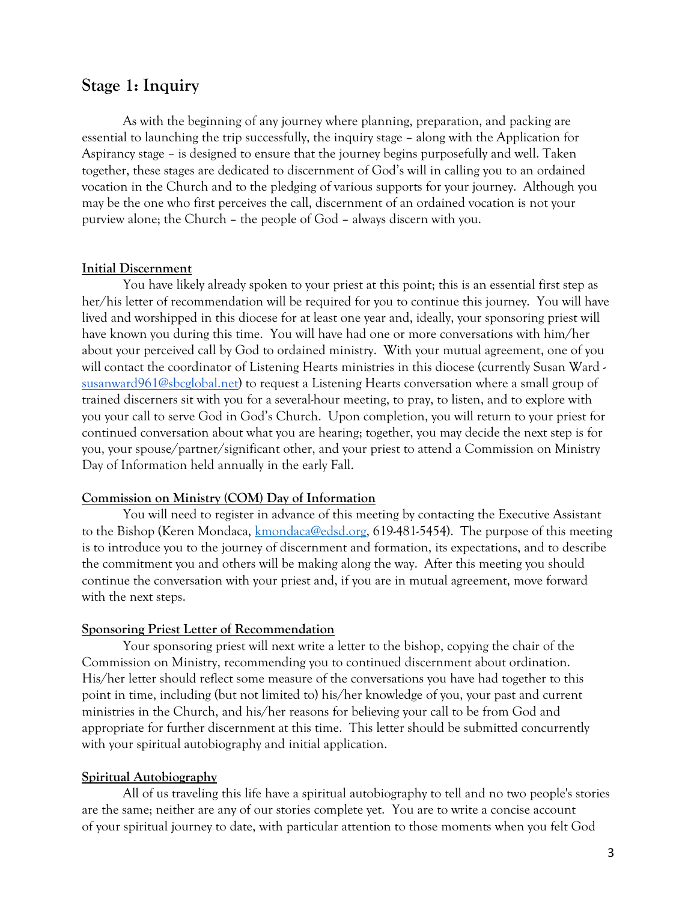## Stage 1: Inquiry

As with the beginning of any journey where planning, preparation, and packing are essential to launching the trip successfully, the inquiry stage – along with the Application for Aspirancy stage – is designed to ensure that the journey begins purposefully and well. Taken together, these stages are dedicated to discernment of God's will in calling you to an ordained vocation in the Church and to the pledging of various supports for your journey. Although you may be the one who first perceives the call, discernment of an ordained vocation is not your purview alone; the Church – the people of God – always discern with you.

### Initial Discernment

You have likely already spoken to your priest at this point; this is an essential first step as her/his letter of recommendation will be required for you to continue this journey. You will have lived and worshipped in this diocese for at least one year and, ideally, your sponsoring priest will have known you during this time. You will have had one or more conversations with him/her about your perceived call by God to ordained ministry. With your mutual agreement, one of you will contact the coordinator of Listening Hearts ministries in this diocese (currently Susan Ward - susanward961@sbcglobal.net) to request a Listening Hearts conversation where a small group of trained discerners sit with you for a several-hour meeting, to pray, to listen, and to explore with you your call to serve God in God's Church. Upon completion, you will return to your priest for continued conversation about what you are hearing; together, you may decide the next step is for you, your spouse/partner/significant other, and your priest to attend a Commission on Ministry Day of Information held annually in the early Fall.

### Commission on Ministry (COM) Day of Information

You will need to register in advance of this meeting by contacting the Executive Assistant to the Bishop (Keren Mondaca, kmondaca@edsd.org, 619-481-5454). The purpose of this meeting is to introduce you to the journey of discernment and formation, its expectations, and to describe the commitment you and others will be making along the way. After this meeting you should continue the conversation with your priest and, if you are in mutual agreement, move forward with the next steps.

### Sponsoring Priest Letter of Recommendation

Your sponsoring priest will next write a letter to the bishop, copying the chair of the Commission on Ministry, recommending you to continued discernment about ordination. His/her letter should reflect some measure of the conversations you have had together to this point in time, including (but not limited to) his/her knowledge of you, your past and current ministries in the Church, and his/her reasons for believing your call to be from God and appropriate for further discernment at this time. This letter should be submitted concurrently with your spiritual autobiography and initial application.

### Spiritual Autobiography

All of us traveling this life have a spiritual autobiography to tell and no two people's stories are the same; neither are any of our stories complete yet. You are to write a concise account of your spiritual journey to date, with particular attention to those moments when you felt God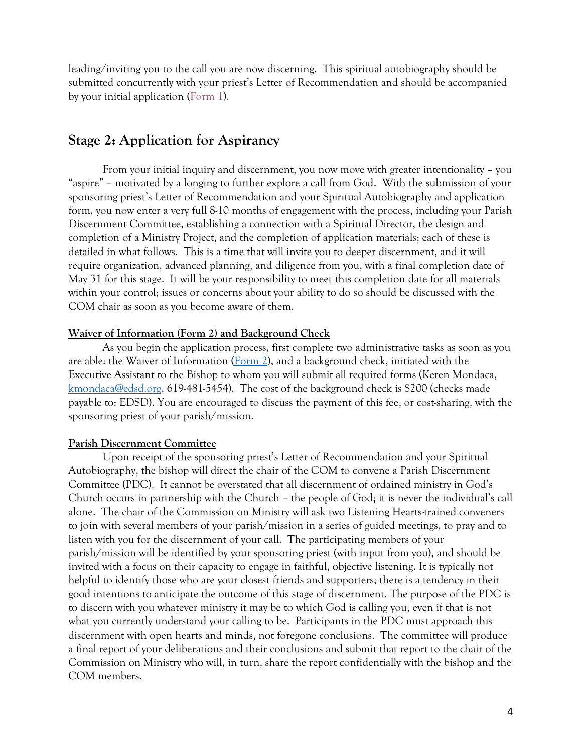leading/inviting you to the call you are now discerning. This spiritual autobiography should be submitted concurrently with your priest's Letter of Recommendation and should be accompanied by your initial application ([Form 1](#)).

## Stage 2: Application for Aspirancy

From your initial inquiry and discernment, you now move with greater intentionality – you "aspire" – motivated by a longing to further explore a call from God. With the submission of your sponsoring priest's Letter of Recommendation and your Spiritual Autobiography and application form, you now enter a very full 8-10 months of engagement with the process, including your Parish Discernment Committee, establishing a connection with a Spiritual Director, the design and completion of a Ministry Project, and the completion of application materials; each of these is detailed in what follows. This is a time that will invite you to deeper discernment, and it will require organization, advanced planning, and diligence from you, with a final completion date of May 31 for this stage. It will be your responsibility to meet this completion date for all materials within your control; issues or concerns about your ability to do so should be discussed with the COM chair as soon as you become aware of them.

**<u>Waiver of Information (Form 2) and Background Check</u>**

As you begin the application process, first complete two administrative tasks as soon as you are able: the Waiver of Information ([Form 2](#)), and a background check, initiated with the Executive Assistant to the Bishop to whom you will submit all required forms (Keren Mondaca, kmondaca@edsd.org, 619-481-5454). The cost of the background check is $200 (checks made payable to: EDSD). You are encouraged to discuss the payment of this fee, or cost-sharing, with the sponsoring priest of your parish/mission.

**<u>Parish Discernment Committee</u>**

Upon receipt of the sponsoring priest's Letter of Recommendation and your Spiritual Autobiography, the bishop will direct the chair of the COM to convene a Parish Discernment Committee (PDC). It cannot be overstated that all discernment of ordained ministry in God's Church occurs in partnership <u>with</u> the Church – the people of God; it is never the individual's call alone. The chair of the Commission on Ministry will ask two Listening Hearts-trained conveners to join with several members of your parish/mission in a series of guided meetings, to pray and to listen with you for the discernment of your call. The participating members of your parish/mission will be identified by your sponsoring priest (with input from you), and should be invited with a focus on their capacity to engage in faithful, objective listening. It is typically not helpful to identify those who are your closest friends and supporters; there is a tendency in their good intentions to anticipate the outcome of this stage of discernment. The purpose of the PDC is to discern with you whatever ministry it may be to which God is calling you, even if that is not what you currently understand your calling to be. Participants in the PDC must approach this discernment with open hearts and minds, not foregone conclusions. The committee will produce a final report of your deliberations and their conclusions and submit that report to the chair of the Commission on Ministry who will, in turn, share the report confidentially with the bishop and the COM members.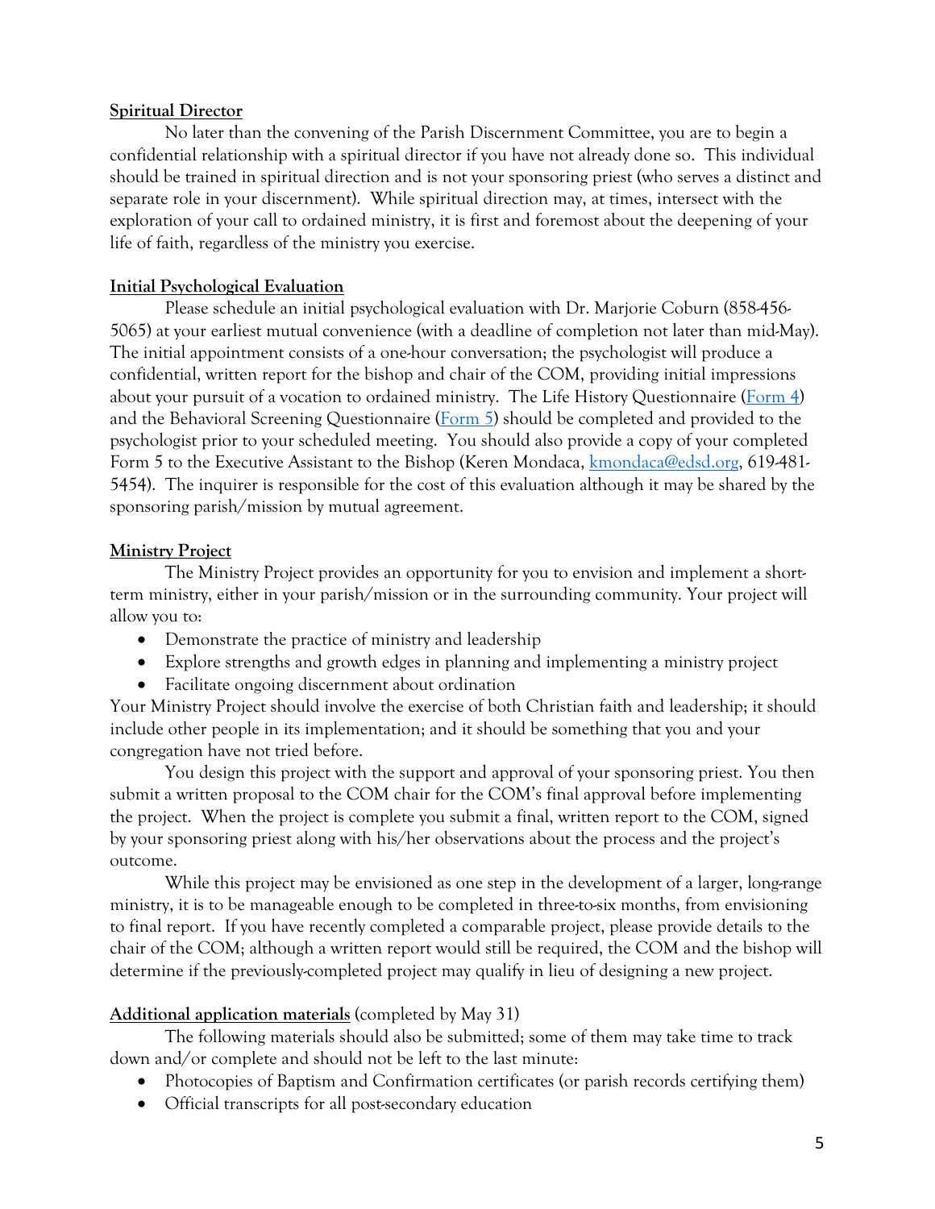**Spiritual Director**

No later than the convening of the Parish Discernment Committee, you are to begin a confidential relationship with a spiritual director if you have not already done so. This individual should be trained in spiritual direction and is not your sponsoring priest (who serves a distinct and separate role in your discernment). While spiritual direction may, at times, intersect with the exploration of your call to ordained ministry, it is first and foremost about the deepening of your life of faith, regardless of the ministry you exercise.

**Initial Psychological Evaluation**

Please schedule an initial psychological evaluation with Dr. Marjorie Coburn (858-456-5065) at your earliest mutual convenience (with a deadline of completion not later than mid-May). The initial appointment consists of a one-hour conversation; the psychologist will produce a confidential, written report for the bishop and chair of the COM, providing initial impressions about your pursuit of a vocation to ordained ministry. The Life History Questionnaire (Form 4) and the Behavioral Screening Questionnaire (Form 5) should be completed and provided to the psychologist prior to your scheduled meeting. You should also provide a copy of your completed Form 5 to the Executive Assistant to the Bishop (Keren Mondaca, kmondaca@edsd.org, 619-481-5454). The inquirer is responsible for the cost of this evaluation although it may be shared by the sponsoring parish/mission by mutual agreement.

**Ministry Project**

The Ministry Project provides an opportunity for you to envision and implement a short-term ministry, either in your parish/mission or in the surrounding community. Your project will allow you to:

- Demonstrate the practice of ministry and leadership
- Explore strengths and growth edges in planning and implementing a ministry project
- Facilitate ongoing discernment about ordination

Your Ministry Project should involve the exercise of both Christian faith and leadership; it should include other people in its implementation; and it should be something that you and your congregation have not tried before.

You design this project with the support and approval of your sponsoring priest. You then submit a written proposal to the COM chair for the COM's final approval before implementing the project. When the project is complete you submit a final, written report to the COM, signed by your sponsoring priest along with his/her observations about the process and the project's outcome.

While this project may be envisioned as one step in the development of a larger, long-range ministry, it is to be manageable enough to be completed in three-to-six months, from envisioning to final report. If you have recently completed a comparable project, please provide details to the chair of the COM; although a written report would still be required, the COM and the bishop will determine if the previously-completed project may qualify in lieu of designing a new project.

**Additional application materials** (completed by May 31)

The following materials should also be submitted; some of them may take time to track down and/or complete and should not be left to the last minute:

- Photocopies of Baptism and Confirmation certificates (or parish records certifying them)
- Official transcripts for all post-secondary education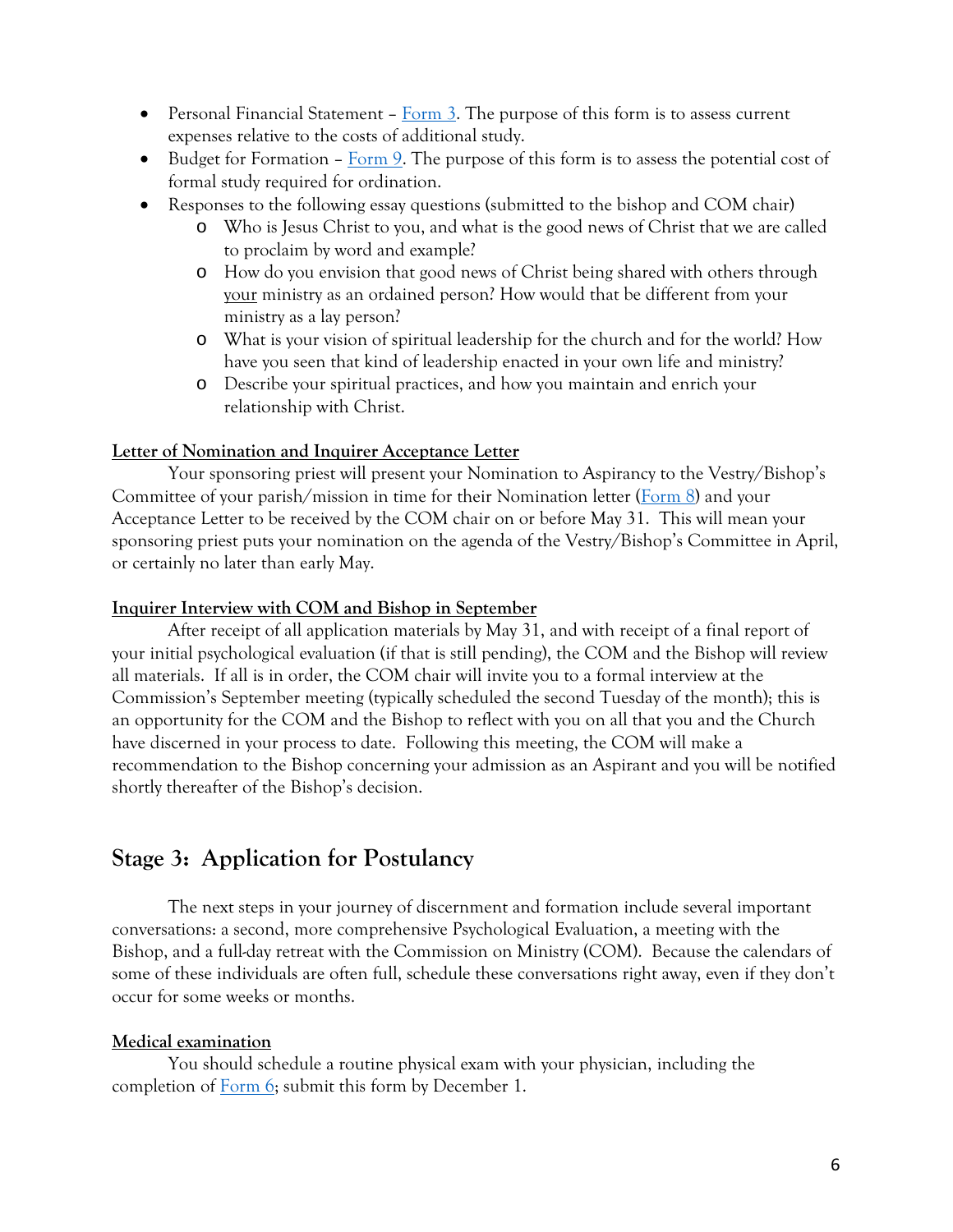- Personal Financial Statement – Form 3. The purpose of this form is to assess current expenses relative to the costs of additional study.
- Budget for Formation – Form 9. The purpose of this form is to assess the potential cost of formal study required for ordination.
- Responses to the following essay questions (submitted to the bishop and COM chair)
    - Who is Jesus Christ to you, and what is the good news of Christ that we are called to proclaim by word and example?
    - How do you envision that good news of Christ being shared with others through your ministry as an ordained person? How would that be different from your ministry as a lay person?
    - What is your vision of spiritual leadership for the church and for the world? How have you seen that kind of leadership enacted in your own life and ministry?
    - Describe your spiritual practices, and how you maintain and enrich your relationship with Christ.

**Letter of Nomination and Inquirer Acceptance Letter**

Your sponsoring priest will present your Nomination to Aspirancy to the Vestry/Bishop's Committee of your parish/mission in time for their Nomination letter (Form 8) and your Acceptance Letter to be received by the COM chair on or before May 31. This will mean your sponsoring priest puts your nomination on the agenda of the Vestry/Bishop's Committee in April, or certainly no later than early May.

**Inquirer Interview with COM and Bishop in September**

After receipt of all application materials by May 31, and with receipt of a final report of your initial psychological evaluation (if that is still pending), the COM and the Bishop will review all materials. If all is in order, the COM chair will invite you to a formal interview at the Commission's September meeting (typically scheduled the second Tuesday of the month); this is an opportunity for the COM and the Bishop to reflect with you on all that you and the Church have discerned in your process to date. Following this meeting, the COM will make a recommendation to the Bishop concerning your admission as an Aspirant and you will be notified shortly thereafter of the Bishop's decision.

## Stage 3: Application for Postulancy

The next steps in your journey of discernment and formation include several important conversations: a second, more comprehensive Psychological Evaluation, a meeting with the Bishop, and a full-day retreat with the Commission on Ministry (COM). Because the calendars of some of these individuals are often full, schedule these conversations right away, even if they don't occur for some weeks or months.

**Medical examination**

You should schedule a routine physical exam with your physician, including the completion of Form 6; submit this form by December 1.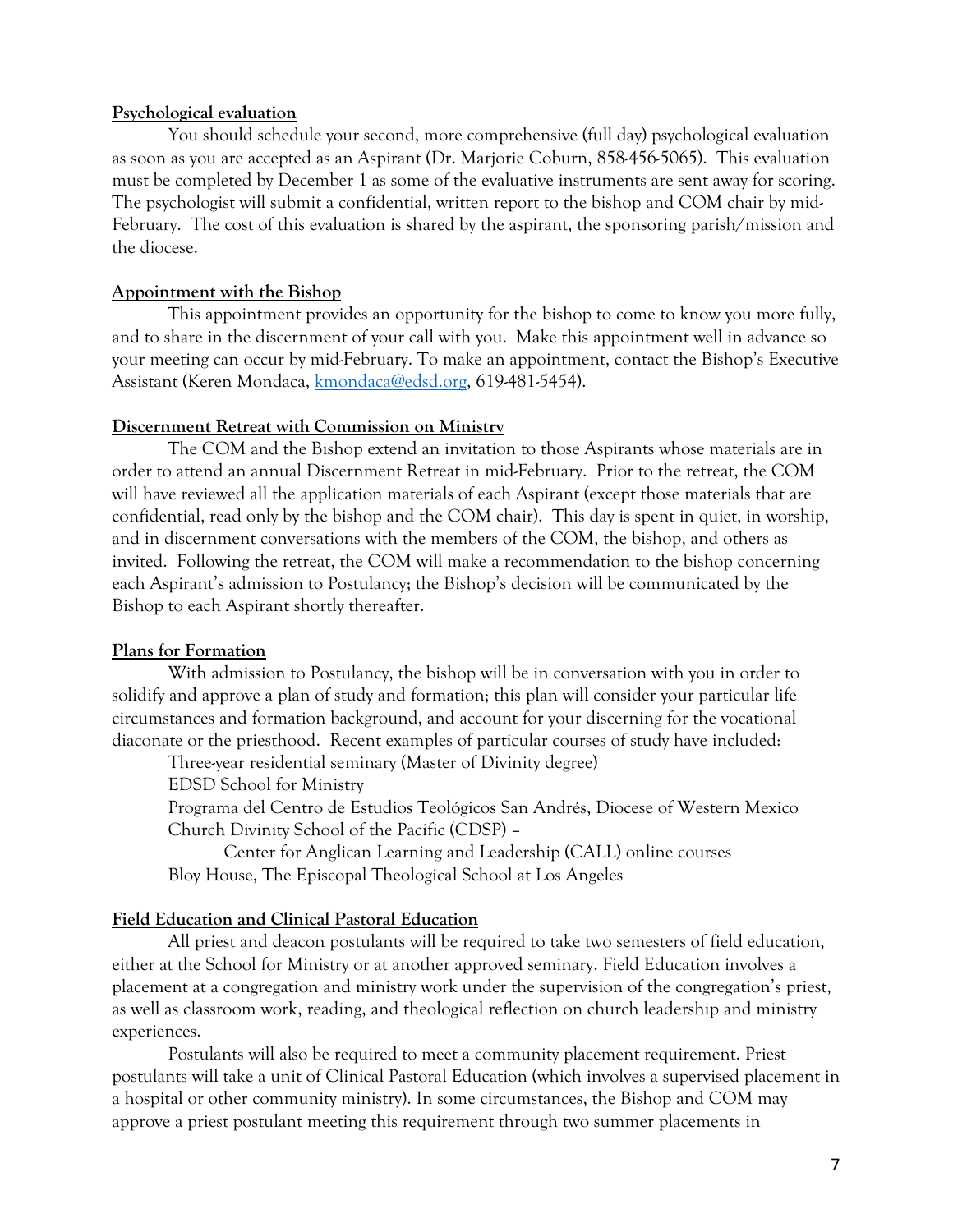**Psychological evaluation**

You should schedule your second, more comprehensive (full day) psychological evaluation as soon as you are accepted as an Aspirant (Dr. Marjorie Coburn, 858-456-5065). This evaluation must be completed by December 1 as some of the evaluative instruments are sent away for scoring. The psychologist will submit a confidential, written report to the bishop and COM chair by mid-February. The cost of this evaluation is shared by the aspirant, the sponsoring parish/mission and the diocese.

**Appointment with the Bishop**

This appointment provides an opportunity for the bishop to come to know you more fully, and to share in the discernment of your call with you. Make this appointment well in advance so your meeting can occur by mid-February. To make an appointment, contact the Bishop's Executive Assistant (Keren Mondaca, kmondaca@edsd.org, 619-481-5454).

**Discernment Retreat with Commission on Ministry**

The COM and the Bishop extend an invitation to those Aspirants whose materials are in order to attend an annual Discernment Retreat in mid-February. Prior to the retreat, the COM will have reviewed all the application materials of each Aspirant (except those materials that are confidential, read only by the bishop and the COM chair). This day is spent in quiet, in worship, and in discernment conversations with the members of the COM, the bishop, and others as invited. Following the retreat, the COM will make a recommendation to the bishop concerning each Aspirant's admission to Postulancy; the Bishop's decision will be communicated by the Bishop to each Aspirant shortly thereafter.

**Plans for Formation**

With admission to Postulancy, the bishop will be in conversation with you in order to solidify and approve a plan of study and formation; this plan will consider your particular life circumstances and formation background, and account for your discerning for the vocational diaconate or the priesthood. Recent examples of particular courses of study have included:

- Three-year residential seminary (Master of Divinity degree)
- EDSD School for Ministry
- Programa del Centro de Estudios Teológicos San Andrés, Diocese of Western Mexico
- Church Divinity School of the Pacific (CDSP) –
  - Center for Anglican Learning and Leadership (CALL) online courses
- Bloy House, The Episcopal Theological School at Los Angeles

**Field Education and Clinical Pastoral Education**

All priest and deacon postulants will be required to take two semesters of field education, either at the School for Ministry or at another approved seminary. Field Education involves a placement at a congregation and ministry work under the supervision of the congregation's priest, as well as classroom work, reading, and theological reflection on church leadership and ministry experiences.

Postulants will also be required to meet a community placement requirement. Priest postulants will take a unit of Clinical Pastoral Education (which involves a supervised placement in a hospital or other community ministry). In some circumstances, the Bishop and COM may approve a priest postulant meeting this requirement through two summer placements in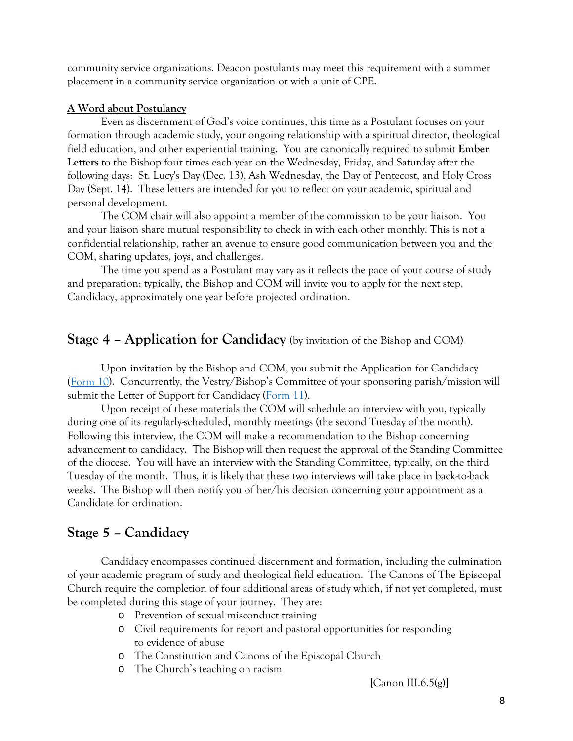community service organizations. Deacon postulants may meet this requirement with a summer placement in a community service organization or with a unit of CPE.

**A Word about Postulancy**

Even as discernment of God's voice continues, this time as a Postulant focuses on your formation through academic study, your ongoing relationship with a spiritual director, theological field education, and other experiential training. You are canonically required to submit **Ember Letters** to the Bishop four times each year on the Wednesday, Friday, and Saturday after the following days: St. Lucy's Day (Dec. 13), Ash Wednesday, the Day of Pentecost, and Holy Cross Day (Sept. 14). These letters are intended for you to reflect on your academic, spiritual and personal development.

The COM chair will also appoint a member of the commission to be your liaison. You and your liaison share mutual responsibility to check in with each other monthly. This is not a confidential relationship, rather an avenue to ensure good communication between you and the COM, sharing updates, joys, and challenges.

The time you spend as a Postulant may vary as it reflects the pace of your course of study and preparation; typically, the Bishop and COM will invite you to apply for the next step, Candidacy, approximately one year before projected ordination.

## Stage 4 – Application for Candidacy (by invitation of the Bishop and COM)

Upon invitation by the Bishop and COM, you submit the Application for Candidacy (Form 10). Concurrently, the Vestry/Bishop's Committee of your sponsoring parish/mission will submit the Letter of Support for Candidacy (Form 11).

Upon receipt of these materials the COM will schedule an interview with you, typically during one of its regularly-scheduled, monthly meetings (the second Tuesday of the month). Following this interview, the COM will make a recommendation to the Bishop concerning advancement to candidacy. The Bishop will then request the approval of the Standing Committee of the diocese. You will have an interview with the Standing Committee, typically, on the third Tuesday of the month. Thus, it is likely that these two interviews will take place in back-to-back weeks. The Bishop will then notify you of her/his decision concerning your appointment as a Candidate for ordination.

## Stage 5 – Candidacy

Candidacy encompasses continued discernment and formation, including the culmination of your academic program of study and theological field education. The Canons of The Episcopal Church require the completion of four additional areas of study which, if not yet completed, must be completed during this stage of your journey. They are:

- Prevention of sexual misconduct training
- Civil requirements for report and pastoral opportunities for responding to evidence of abuse
- The Constitution and Canons of the Episcopal Church
- The Church's teaching on racism

[Canon III.6.5(g)]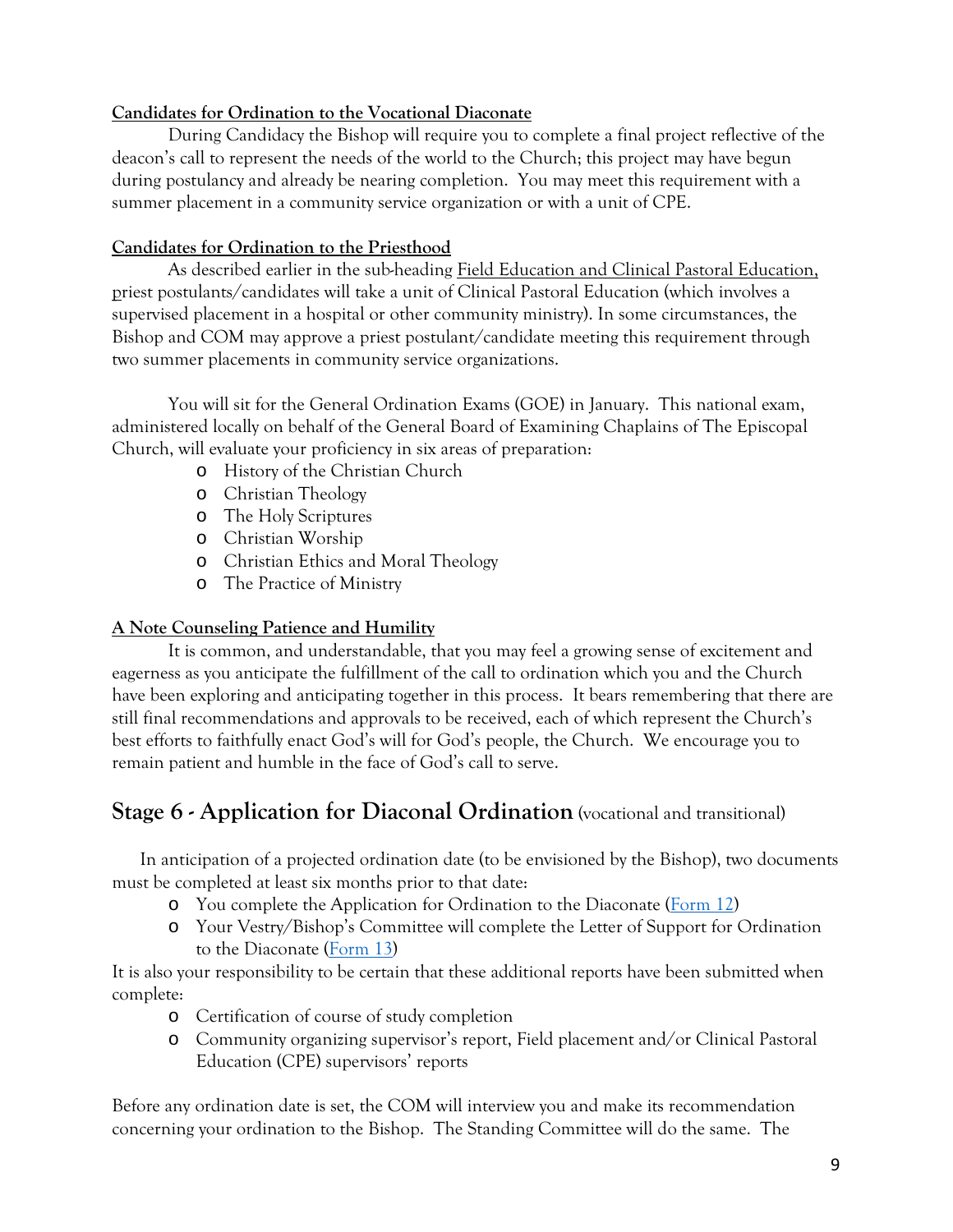**Candidates for Ordination to the Vocational Diaconate**

During Candidacy the Bishop will require you to complete a final project reflective of the deacon's call to represent the needs of the world to the Church; this project may have begun during postulancy and already be nearing completion. You may meet this requirement with a summer placement in a community service organization or with a unit of CPE.

**Candidates for Ordination to the Priesthood**

As described earlier in the sub-heading Field Education and Clinical Pastoral Education, priest postulants/candidates will take a unit of Clinical Pastoral Education (which involves a supervised placement in a hospital or other community ministry). In some circumstances, the Bishop and COM may approve a priest postulant/candidate meeting this requirement through two summer placements in community service organizations.

You will sit for the General Ordination Exams (GOE) in January. This national exam, administered locally on behalf of the General Board of Examining Chaplains of The Episcopal Church, will evaluate your proficiency in six areas of preparation:

- History of the Christian Church
- Christian Theology
- The Holy Scriptures
- Christian Worship
- Christian Ethics and Moral Theology
- The Practice of Ministry

**A Note Counseling Patience and Humility**

It is common, and understandable, that you may feel a growing sense of excitement and eagerness as you anticipate the fulfillment of the call to ordination which you and the Church have been exploring and anticipating together in this process. It bears remembering that there are still final recommendations and approvals to be received, each of which represent the Church's best efforts to faithfully enact God's will for God's people, the Church. We encourage you to remain patient and humble in the face of God's call to serve.

## Stage 6 - Application for Diaconal Ordination (vocational and transitional)

In anticipation of a projected ordination date (to be envisioned by the Bishop), two documents must be completed at least six months prior to that date:

- You complete the Application for Ordination to the Diaconate (Form 12)
- Your Vestry/Bishop's Committee will complete the Letter of Support for Ordination to the Diaconate (Form 13)

It is also your responsibility to be certain that these additional reports have been submitted when complete:

- Certification of course of study completion
- Community organizing supervisor's report, Field placement and/or Clinical Pastoral Education (CPE) supervisors' reports

Before any ordination date is set, the COM will interview you and make its recommendation concerning your ordination to the Bishop. The Standing Committee will do the same. The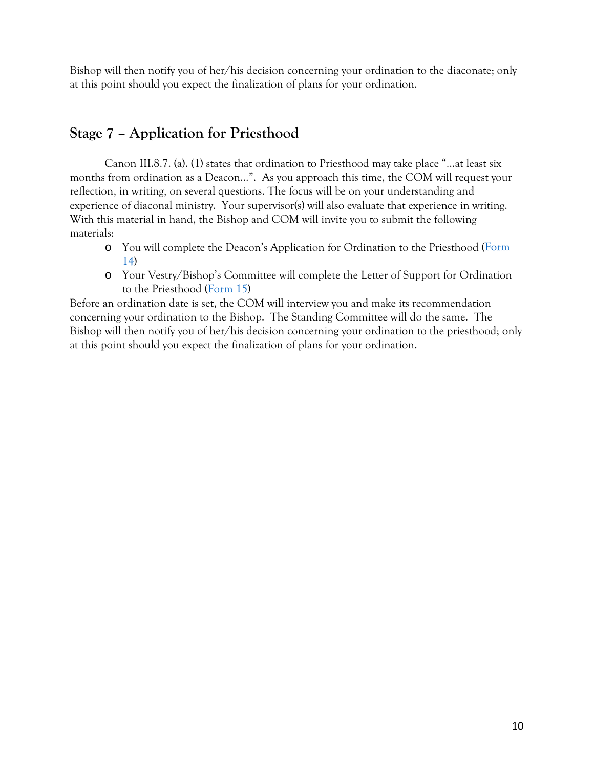Bishop will then notify you of her/his decision concerning your ordination to the diaconate; only at this point should you expect the finalization of plans for your ordination.

## Stage 7 – Application for Priesthood

Canon III.8.7. (a). (1) states that ordination to Priesthood may take place "…at least six months from ordination as a Deacon…". As you approach this time, the COM will request your reflection, in writing, on several questions. The focus will be on your understanding and experience of diaconal ministry. Your supervisor(s) will also evaluate that experience in writing. With this material in hand, the Bishop and COM will invite you to submit the following materials:

- You will complete the Deacon's Application for Ordination to the Priesthood (Form 14)
- Your Vestry/Bishop's Committee will complete the Letter of Support for Ordination to the Priesthood (Form 15)

Before an ordination date is set, the COM will interview you and make its recommendation concerning your ordination to the Bishop. The Standing Committee will do the same. The Bishop will then notify you of her/his decision concerning your ordination to the priesthood; only at this point should you expect the finalization of plans for your ordination.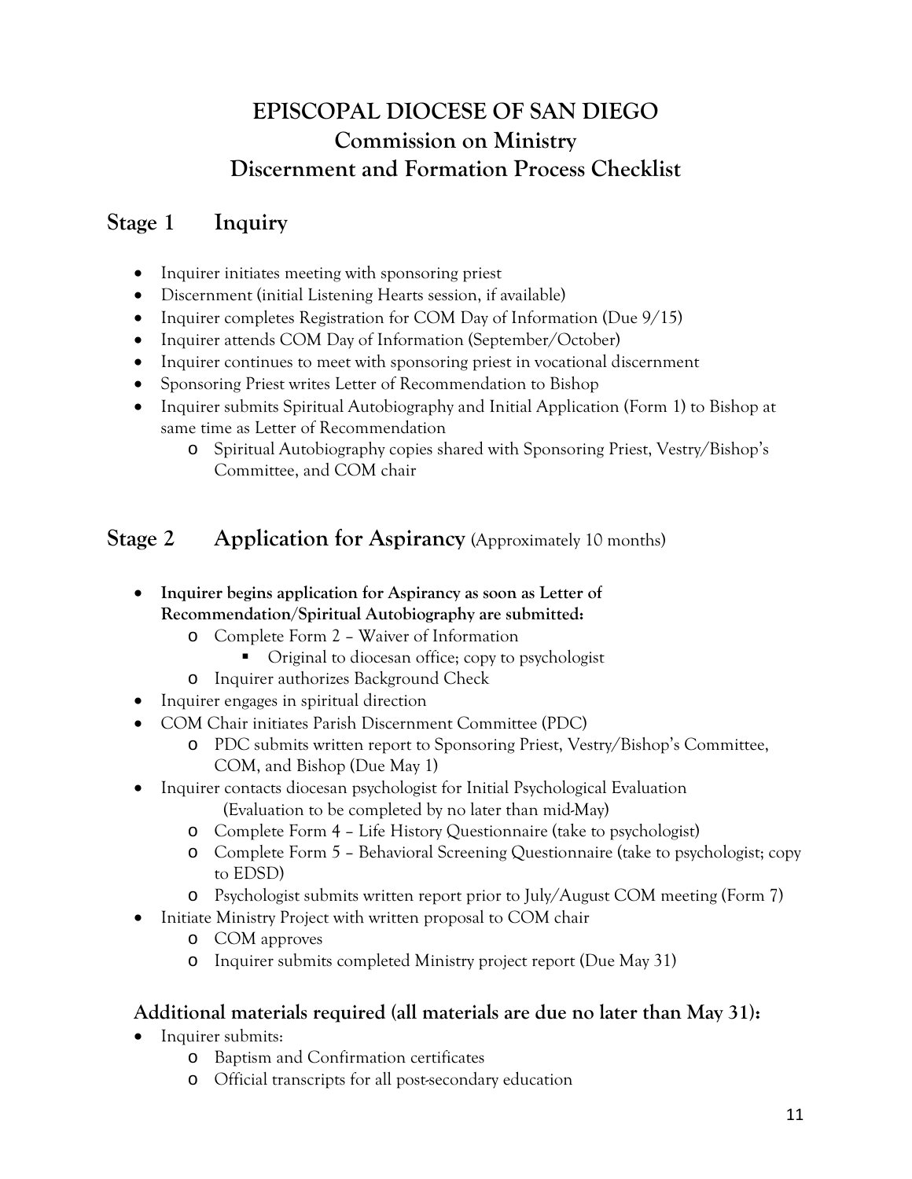# EPISCOPAL DIOCESE OF SAN DIEGO
## Commission on Ministry
## Discernment and Formation Process Checklist

## Stage 1 Inquiry

- Inquirer initiates meeting with sponsoring priest
- Discernment (initial Listening Hearts session, if available)
- Inquirer completes Registration for COM Day of Information (Due 9/15)
- Inquirer attends COM Day of Information (September/October)
- Inquirer continues to meet with sponsoring priest in vocational discernment
- Sponsoring Priest writes Letter of Recommendation to Bishop
- Inquirer submits Spiritual Autobiography and Initial Application (Form 1) to Bishop at same time as Letter of Recommendation
  - Spiritual Autobiography copies shared with Sponsoring Priest, Vestry/Bishop's Committee, and COM chair

## Stage 2 Application for Aspirancy (Approximately 10 months)

- **Inquirer begins application for Aspirancy as soon as Letter of Recommendation/Spiritual Autobiography are submitted:**
  - Complete Form 2 – Waiver of Information
    - Original to diocesan office; copy to psychologist
  - Inquirer authorizes Background Check
- Inquirer engages in spiritual direction
- COM Chair initiates Parish Discernment Committee (PDC)
  - PDC submits written report to Sponsoring Priest, Vestry/Bishop's Committee, COM, and Bishop (Due May 1)
- Inquirer contacts diocesan psychologist for Initial Psychological Evaluation (Evaluation to be completed by no later than mid-May)
  - Complete Form 4 – Life History Questionnaire (take to psychologist)
  - Complete Form 5 – Behavioral Screening Questionnaire (take to psychologist; copy to EDSD)
  - Psychologist submits written report prior to July/August COM meeting (Form 7)
- Initiate Ministry Project with written proposal to COM chair
  - COM approves
  - Inquirer submits completed Ministry project report (Due May 31)

### Additional materials required (all materials are due no later than May 31):

- Inquirer submits:
  - Baptism and Confirmation certificates
  - Official transcripts for all post-secondary education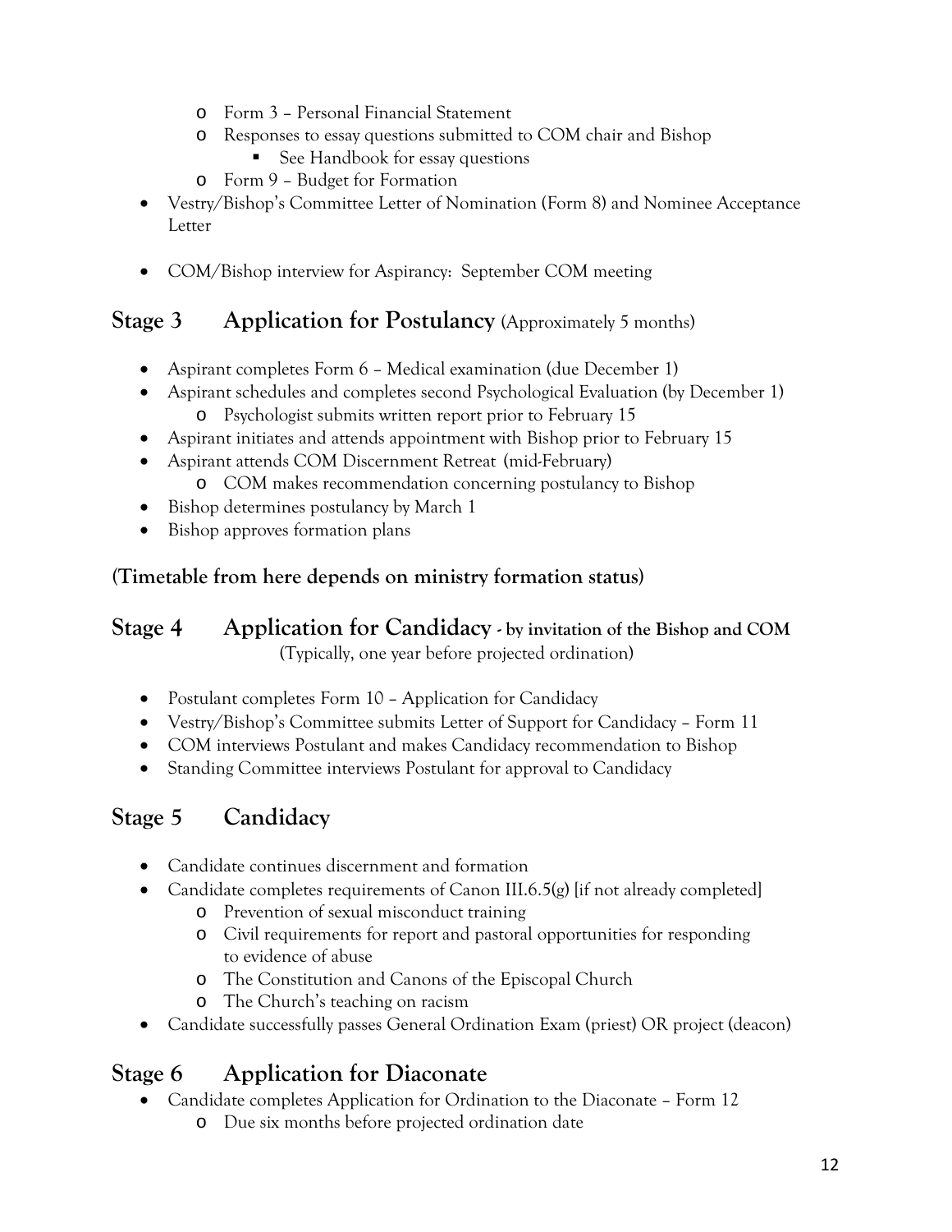- Form 3 – Personal Financial Statement
  - Responses to essay questions submitted to COM chair and Bishop
    - See Handbook for essay questions
  - Form 9 – Budget for Formation
- Vestry/Bishop's Committee Letter of Nomination (Form 8) and Nominee Acceptance Letter
- COM/Bishop interview for Aspirancy: September COM meeting

## Stage 3 Application for Postulancy (Approximately 5 months)

- Aspirant completes Form 6 – Medical examination (due December 1)
- Aspirant schedules and completes second Psychological Evaluation (by December 1)
  - Psychologist submits written report prior to February 15
- Aspirant initiates and attends appointment with Bishop prior to February 15
- Aspirant attends COM Discernment Retreat (mid-February)
  - COM makes recommendation concerning postulancy to Bishop
- Bishop determines postulancy by March 1
- Bishop approves formation plans

**(Timetable from here depends on ministry formation status)**

## Stage 4 Application for Candidacy - by invitation of the Bishop and COM

(Typically, one year before projected ordination)

- Postulant completes Form 10 – Application for Candidacy
- Vestry/Bishop's Committee submits Letter of Support for Candidacy – Form 11
- COM interviews Postulant and makes Candidacy recommendation to Bishop
- Standing Committee interviews Postulant for approval to Candidacy

## Stage 5 Candidacy

- Candidate continues discernment and formation
- Candidate completes requirements of Canon III.6.5(g) [if not already completed]
  - Prevention of sexual misconduct training
  - Civil requirements for report and pastoral opportunities for responding to evidence of abuse
  - The Constitution and Canons of the Episcopal Church
  - The Church's teaching on racism
- Candidate successfully passes General Ordination Exam (priest) OR project (deacon)

## Stage 6 Application for Diaconate

- Candidate completes Application for Ordination to the Diaconate – Form 12
  - Due six months before projected ordination date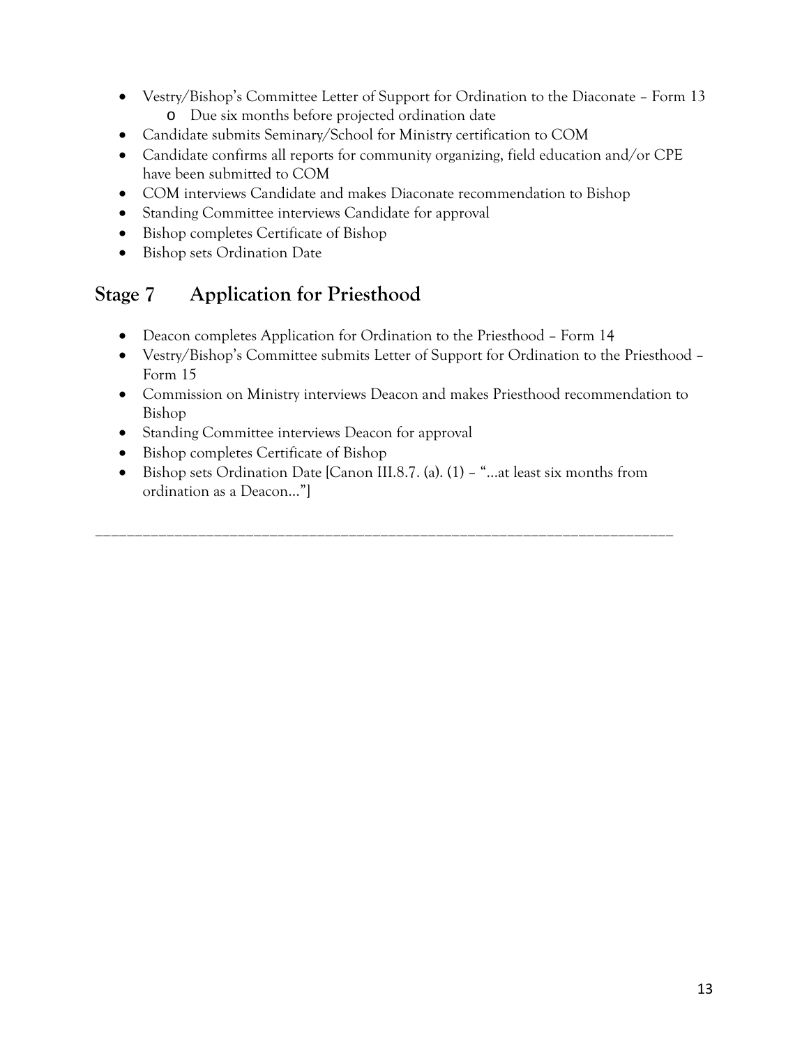- Vestry/Bishop's Committee Letter of Support for Ordination to the Diaconate – Form 13
  - Due six months before projected ordination date
- Candidate submits Seminary/School for Ministry certification to COM
- Candidate confirms all reports for community organizing, field education and/or CPE have been submitted to COM
- COM interviews Candidate and makes Diaconate recommendation to Bishop
- Standing Committee interviews Candidate for approval
- Bishop completes Certificate of Bishop
- Bishop sets Ordination Date

## Stage 7 Application for Priesthood

- Deacon completes Application for Ordination to the Priesthood – Form 14
- Vestry/Bishop's Committee submits Letter of Support for Ordination to the Priesthood – Form 15
- Commission on Ministry interviews Deacon and makes Priesthood recommendation to Bishop
- Standing Committee interviews Deacon for approval
- Bishop completes Certificate of Bishop
- Bishop sets Ordination Date [Canon III.8.7. (a). (1) – "…at least six months from ordination as a Deacon…"]

---